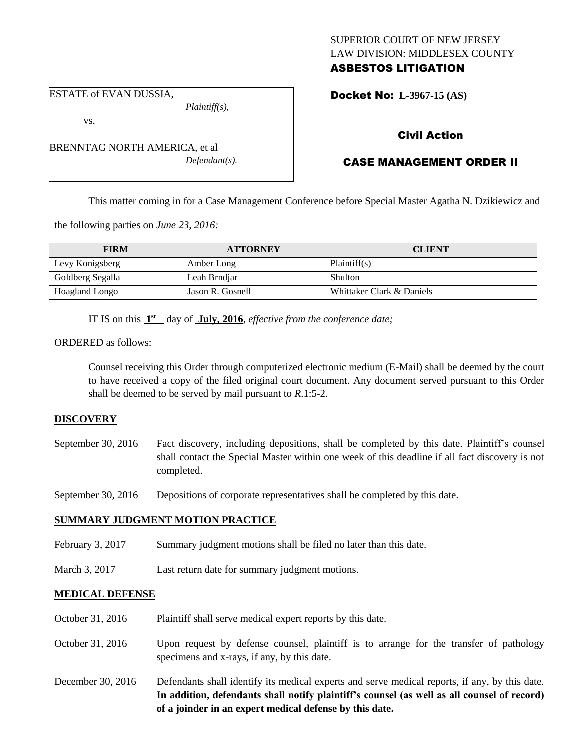SUPERIOR COURT OF NEW JERSEY
LAW DIVISION: MIDDLESEX COUNTY
**ASBESTOS LITIGATION**

ESTATE of EVAN DUSSIA,
*Plaintiff(s),*
vs.
BRENNTAG NORTH AMERICA, et al
*Defendant(s).*

**Docket No: L-3967-15 (AS)**

**Civil Action**

**CASE MANAGEMENT ORDER II**

This matter coming in for a Case Management Conference before Special Master Agatha N. Dzikiewicz and the following parties on *June 23, 2016:*

| FIRM | ATTORNEY | CLIENT |
|---|---|---|
| Levy Konigsberg | Amber Long | Plaintiff(s) |
| Goldberg Segalla | Leah Brndjar | Shulton |
| Hoagland Longo | Jason R. Gosnell | Whittaker Clark & Daniels |

IT IS on this **1st** day of **July, 2016**, *effective from the conference date;*

ORDERED as follows:

Counsel receiving this Order through computerized electronic medium (E-Mail) shall be deemed by the court to have received a copy of the filed original court document. Any document served pursuant to this Order shall be deemed to be served by mail pursuant to *R*.1:5-2.

## DISCOVERY

September 30, 2016 — Fact discovery, including depositions, shall be completed by this date. Plaintiff's counsel shall contact the Special Master within one week of this deadline if all fact discovery is not completed.

September 30, 2016 — Depositions of corporate representatives shall be completed by this date.

## SUMMARY JUDGMENT MOTION PRACTICE

February 3, 2017 — Summary judgment motions shall be filed no later than this date.

March 3, 2017 — Last return date for summary judgment motions.

## MEDICAL DEFENSE

October 31, 2016 — Plaintiff shall serve medical expert reports by this date.

October 31, 2016 — Upon request by defense counsel, plaintiff is to arrange for the transfer of pathology specimens and x-rays, if any, by this date.

December 30, 2016 — Defendants shall identify its medical experts and serve medical reports, if any, by this date. **In addition, defendants shall notify plaintiff's counsel (as well as all counsel of record) of a joinder in an expert medical defense by this date.**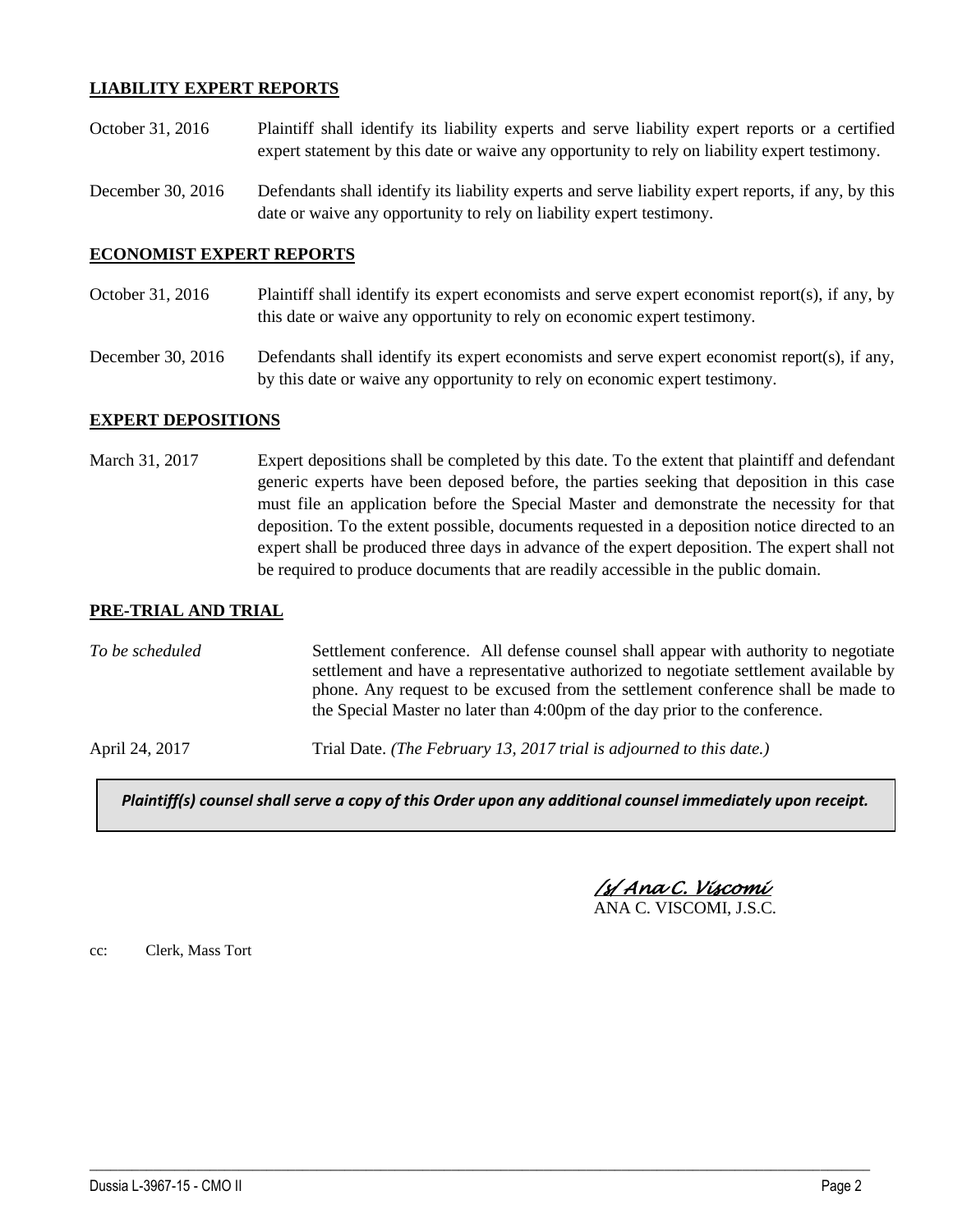**LIABILITY EXPERT REPORTS**

| | |
|---|---|
| October 31, 2016 | Plaintiff shall identify its liability experts and serve liability expert reports or a certified expert statement by this date or waive any opportunity to rely on liability expert testimony. |
| December 30, 2016 | Defendants shall identify its liability experts and serve liability expert reports, if any, by this date or waive any opportunity to rely on liability expert testimony. |

**ECONOMIST EXPERT REPORTS**

| | |
|---|---|
| October 31, 2016 | Plaintiff shall identify its expert economists and serve expert economist report(s), if any, by this date or waive any opportunity to rely on economic expert testimony. |
| December 30, 2016 | Defendants shall identify its expert economists and serve expert economist report(s), if any, by this date or waive any opportunity to rely on economic expert testimony. |

**EXPERT DEPOSITIONS**

| | |
|---|---|
| March 31, 2017 | Expert depositions shall be completed by this date. To the extent that plaintiff and defendant generic experts have been deposed before, the parties seeking that deposition in this case must file an application before the Special Master and demonstrate the necessity for that deposition. To the extent possible, documents requested in a deposition notice directed to an expert shall be produced three days in advance of the expert deposition. The expert shall not be required to produce documents that are readily accessible in the public domain. |

**PRE-TRIAL AND TRIAL**

| | |
|---|---|
| *To be scheduled* | Settlement conference. All defense counsel shall appear with authority to negotiate settlement and have a representative authorized to negotiate settlement available by phone. Any request to be excused from the settlement conference shall be made to the Special Master no later than 4:00pm of the day prior to the conference. |
| April 24, 2017 | Trial Date. *(The February 13, 2017 trial is adjourned to this date.)* |

***Plaintiff(s) counsel shall serve a copy of this Order upon any additional counsel immediately upon receipt.***

*/s/ Ana C. Viscomi*
ANA C. VISCOMI, J.S.C.

cc: Clerk, Mass Tort